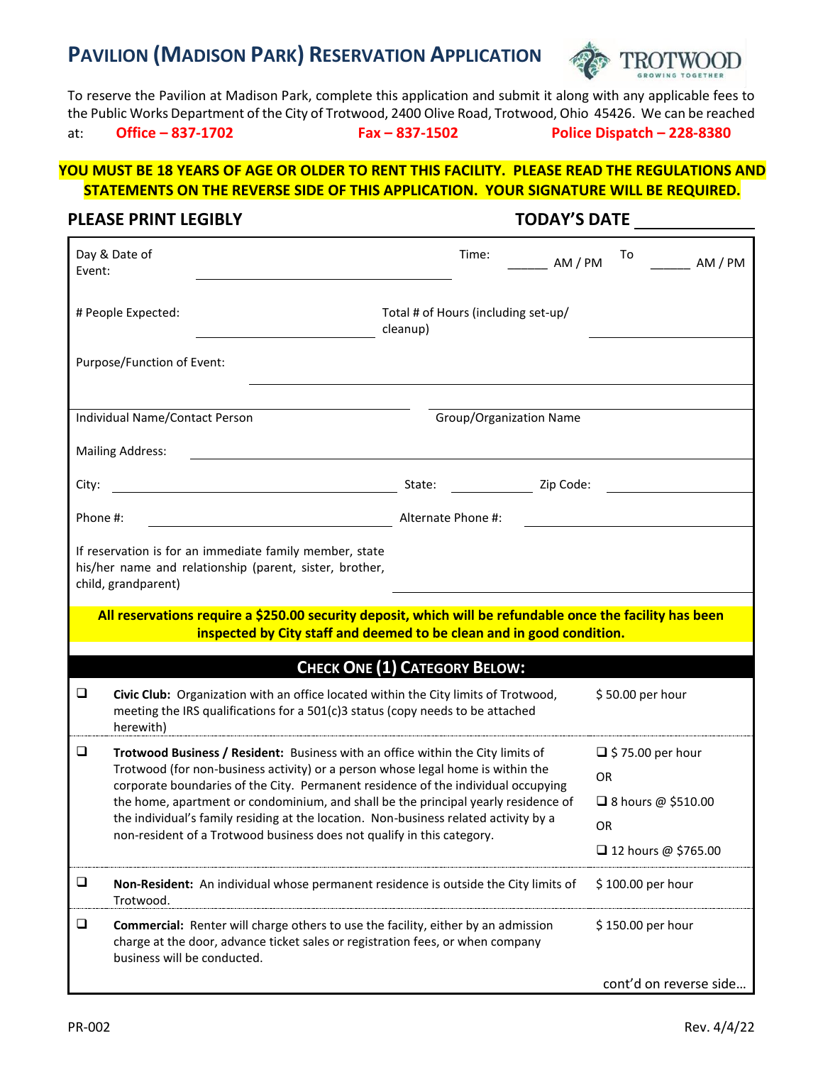# PAVILION (MADISON PARK) RESERVATION APPLICATION

TROTWOOD
GROWING TOGETHER

To reserve the Pavilion at Madison Park, complete this application and submit it along with any applicable fees to the Public Works Department of the City of Trotwood, 2400 Olive Road, Trotwood, Ohio 45426. We can be reached at: **Office – 837-1702** **Fax – 837-1502** **Police Dispatch – 228-8380**

**YOU MUST BE 18 YEARS OF AGE OR OLDER TO RENT THIS FACILITY. PLEASE READ THE REGULATIONS AND STATEMENTS ON THE REVERSE SIDE OF THIS APPLICATION. YOUR SIGNATURE WILL BE REQUIRED.**

**PLEASE PRINT LEGIBLY** **TODAY'S DATE** ____________

Day & Date of Event: ______________________ Time: ______ AM / PM To ______ AM / PM

# People Expected: ______________ Total # of Hours (including set-up/ cleanup) ______________

Purpose/Function of Event: ______________________________________________

Individual Name/Contact Person ______________ Group/Organization Name ______________

Mailing Address: ______________________________________________

City: ______________ State: ________ Zip Code: ________

Phone #: ______________ Alternate Phone #: ______________

If reservation is for an immediate family member, state his/her name and relationship (parent, sister, brother, child, grandparent) ______________________

**All reservations require a $250.00 security deposit, which will be refundable once the facility has been inspected by City staff and deemed to be clean and in good condition.**

## CHECK ONE (1) CATEGORY BELOW:

| | Category | Fee |
|---|---|---|
| ❑ | **Civic Club:** Organization with an office located within the City limits of Trotwood, meeting the IRS qualifications for a 501(c)3 status (copy needs to be attached herewith) | $ 50.00 per hour |
| ❑ | **Trotwood Business / Resident:** Business with an office within the City limits of Trotwood (for non-business activity) or a person whose legal home is within the corporate boundaries of the City. Permanent residence of the individual occupying the home, apartment or condominium, and shall be the principal yearly residence of the individual's family residing at the location. Non-business related activity by a non-resident of a Trotwood business does not qualify in this category. | ❑ $ 75.00 per hour<br>OR<br>❑ 8 hours @ $510.00<br>OR<br>❑ 12 hours @ $765.00 |
| ❑ | **Non-Resident:** An individual whose permanent residence is outside the City limits of Trotwood. | $ 100.00 per hour |
| ❑ | **Commercial:** Renter will charge others to use the facility, either by an admission charge at the door, advance ticket sales or registration fees, or when company business will be conducted. | $ 150.00 per hour |

cont'd on reverse side…

PR-002 Rev. 4/4/22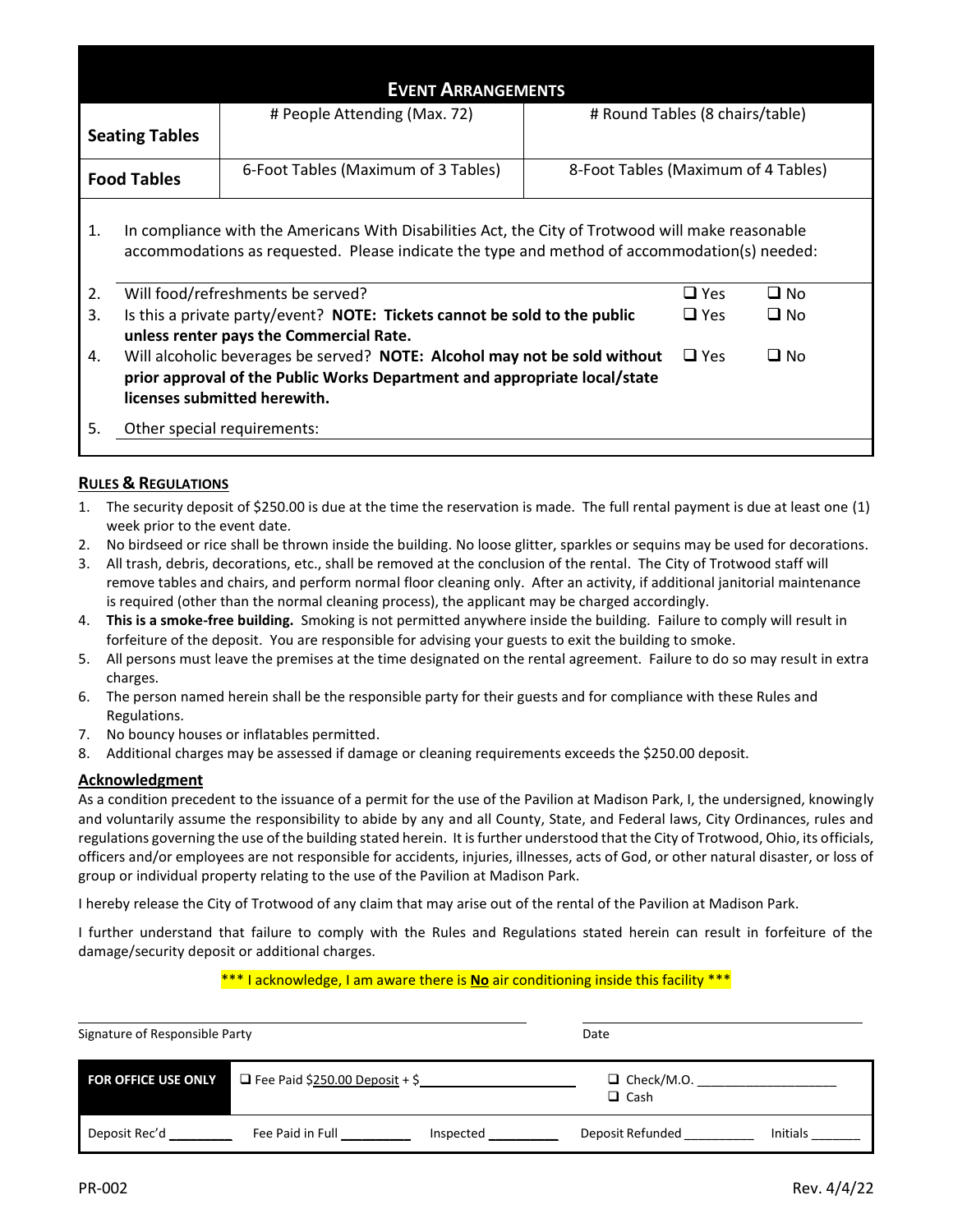## EVENT ARRANGEMENTS

| | | |
|---|---|---|
| **Seating Tables** | # People Attending (Max. 72) | # Round Tables (8 chairs/table) |
| **Food Tables** | 6-Foot Tables (Maximum of 3 Tables) | 8-Foot Tables (Maximum of 4 Tables) |

1. In compliance with the Americans With Disabilities Act, the City of Trotwood will make reasonable accommodations as requested. Please indicate the type and method of accommodation(s) needed:

| | | | |
|---|---|---|---|
| 2. | Will food/refreshments be served? | ❑ Yes | ❑ No |
| 3. | Is this a private party/event? **NOTE: Tickets cannot be sold to the public unless renter pays the Commercial Rate.** | ❑ Yes | ❑ No |
| 4. | Will alcoholic beverages be served? **NOTE: Alcohol may not be sold without prior approval of the Public Works Department and appropriate local/state licenses submitted herewith.** | ❑ Yes | ❑ No |
| 5. | Other special requirements: | | |

## RULES & REGULATIONS

1. The security deposit of $250.00 is due at the time the reservation is made. The full rental payment is due at least one (1) week prior to the event date.
2. No birdseed or rice shall be thrown inside the building. No loose glitter, sparkles or sequins may be used for decorations.
3. All trash, debris, decorations, etc., shall be removed at the conclusion of the rental. The City of Trotwood staff will remove tables and chairs, and perform normal floor cleaning only. After an activity, if additional janitorial maintenance is required (other than the normal cleaning process), the applicant may be charged accordingly.
4. **This is a smoke-free building.** Smoking is not permitted anywhere inside the building. Failure to comply will result in forfeiture of the deposit. You are responsible for advising your guests to exit the building to smoke.
5. All persons must leave the premises at the time designated on the rental agreement. Failure to do so may result in extra charges.
6. The person named herein shall be the responsible party for their guests and for compliance with these Rules and Regulations.
7. No bouncy houses or inflatables permitted.
8. Additional charges may be assessed if damage or cleaning requirements exceeds the $250.00 deposit.

## Acknowledgment

As a condition precedent to the issuance of a permit for the use of the Pavilion at Madison Park, I, the undersigned, knowingly and voluntarily assume the responsibility to abide by any and all County, State, and Federal laws, City Ordinances, rules and regulations governing the use of the building stated herein. It is further understood that the City of Trotwood, Ohio, its officials, officers and/or employees are not responsible for accidents, injuries, illnesses, acts of God, or other natural disaster, or loss of group or individual property relating to the use of the Pavilion at Madison Park.

I hereby release the City of Trotwood of any claim that may arise out of the rental of the Pavilion at Madison Park.

I further understand that failure to comply with the Rules and Regulations stated herein can result in forfeiture of the damage/security deposit or additional charges.

\*\*\* I acknowledge, I am aware there is **No** air conditioning inside this facility \*\*\*

Signature of Responsible Party ______________________ Date ______________________

| | | | |
|---|---|---|---|
| **FOR OFFICE USE ONLY** | ❑ Fee Paid $250.00 Deposit + $ ______ | | ❑ Check/M.O. ______<br>❑ Cash |
| Deposit Rec'd ______ | Fee Paid in Full ______ | Inspected ______ | Deposit Refunded ______ Initials ______ |

PR-002 Rev. 4/4/22